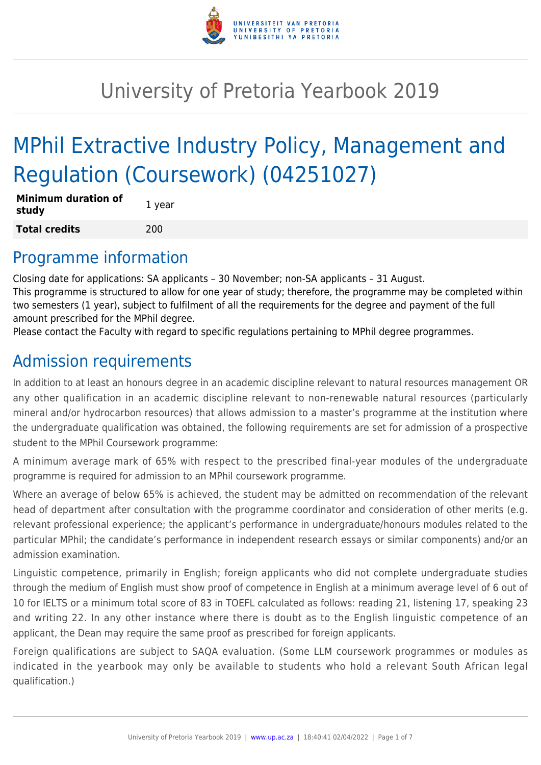# University of Pretoria Yearbook 2019

# MPhil Extractive Industry Policy, Management and Regulation (Coursework) (04251027)

| **Minimum duration of study** | 1 year |
|---|---|
| **Total credits** | 200 |

## Programme information

Closing date for applications: SA applicants – 30 November; non-SA applicants – 31 August.
This programme is structured to allow for one year of study; therefore, the programme may be completed within two semesters (1 year), subject to fulfilment of all the requirements for the degree and payment of the full amount prescribed for the MPhil degree.
Please contact the Faculty with regard to specific regulations pertaining to MPhil degree programmes.

## Admission requirements

In addition to at least an honours degree in an academic discipline relevant to natural resources management OR any other qualification in an academic discipline relevant to non-renewable natural resources (particularly mineral and/or hydrocarbon resources) that allows admission to a master's programme at the institution where the undergraduate qualification was obtained, the following requirements are set for admission of a prospective student to the MPhil Coursework programme:

A minimum average mark of 65% with respect to the prescribed final-year modules of the undergraduate programme is required for admission to an MPhil coursework programme.

Where an average of below 65% is achieved, the student may be admitted on recommendation of the relevant head of department after consultation with the programme coordinator and consideration of other merits (e.g. relevant professional experience; the applicant's performance in undergraduate/honours modules related to the particular MPhil; the candidate's performance in independent research essays or similar components) and/or an admission examination.

Linguistic competence, primarily in English; foreign applicants who did not complete undergraduate studies through the medium of English must show proof of competence in English at a minimum average level of 6 out of 10 for IELTS or a minimum total score of 83 in TOEFL calculated as follows: reading 21, listening 17, speaking 23 and writing 22. In any other instance where there is doubt as to the English linguistic competence of an applicant, the Dean may require the same proof as prescribed for foreign applicants.

Foreign qualifications are subject to SAQA evaluation. (Some LLM coursework programmes or modules as indicated in the yearbook may only be available to students who hold a relevant South African legal qualification.)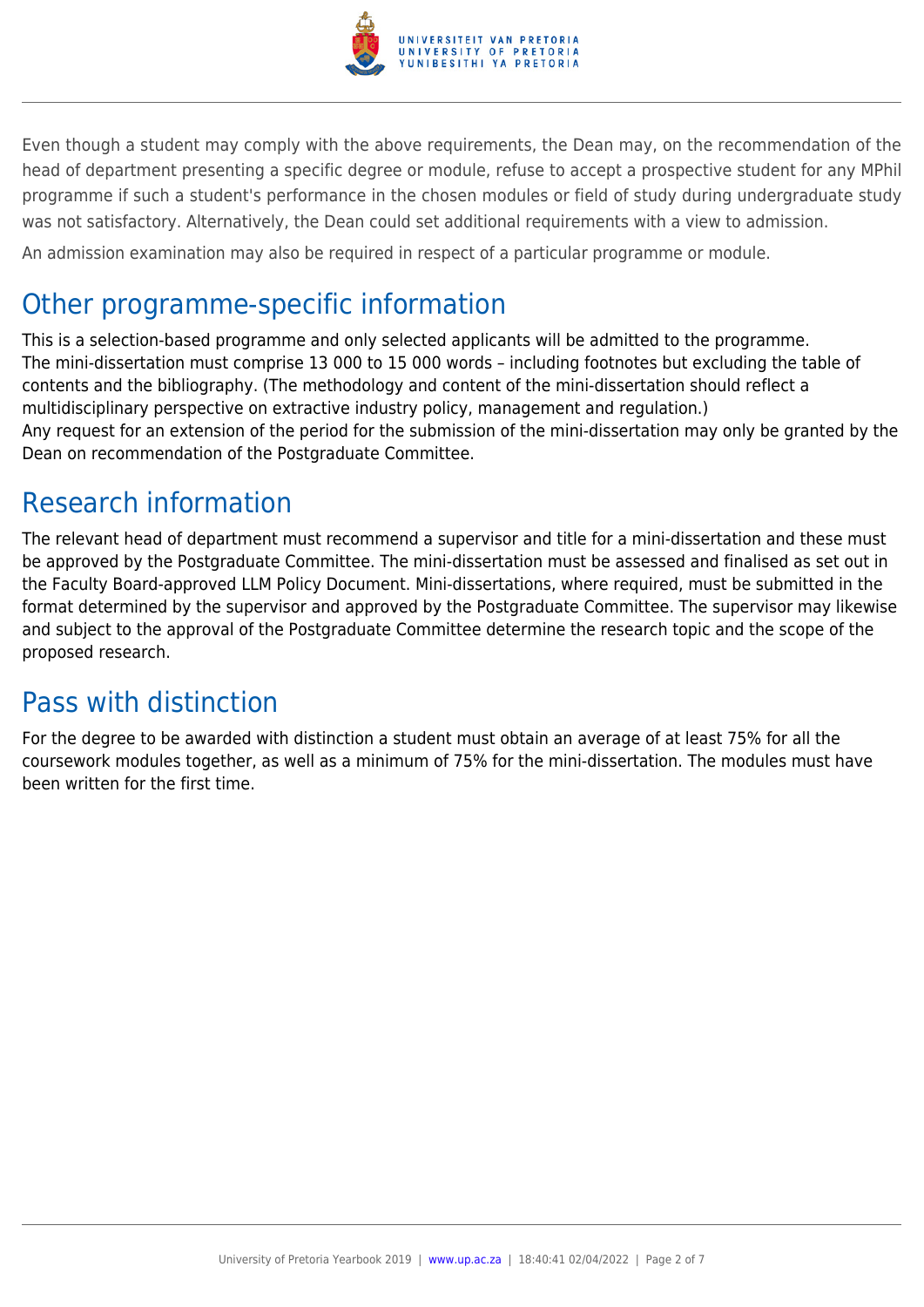Even though a student may comply with the above requirements, the Dean may, on the recommendation of the head of department presenting a specific degree or module, refuse to accept a prospective student for any MPhil programme if such a student's performance in the chosen modules or field of study during undergraduate study was not satisfactory. Alternatively, the Dean could set additional requirements with a view to admission.

An admission examination may also be required in respect of a particular programme or module.

## Other programme-specific information

This is a selection-based programme and only selected applicants will be admitted to the programme.
The mini-dissertation must comprise 13 000 to 15 000 words – including footnotes but excluding the table of contents and the bibliography. (The methodology and content of the mini-dissertation should reflect a multidisciplinary perspective on extractive industry policy, management and regulation.)
Any request for an extension of the period for the submission of the mini-dissertation may only be granted by the Dean on recommendation of the Postgraduate Committee.

## Research information

The relevant head of department must recommend a supervisor and title for a mini-dissertation and these must be approved by the Postgraduate Committee. The mini-dissertation must be assessed and finalised as set out in the Faculty Board-approved LLM Policy Document. Mini-dissertations, where required, must be submitted in the format determined by the supervisor and approved by the Postgraduate Committee. The supervisor may likewise and subject to the approval of the Postgraduate Committee determine the research topic and the scope of the proposed research.

## Pass with distinction

For the degree to be awarded with distinction a student must obtain an average of at least 75% for all the coursework modules together, as well as a minimum of 75% for the mini-dissertation. The modules must have been written for the first time.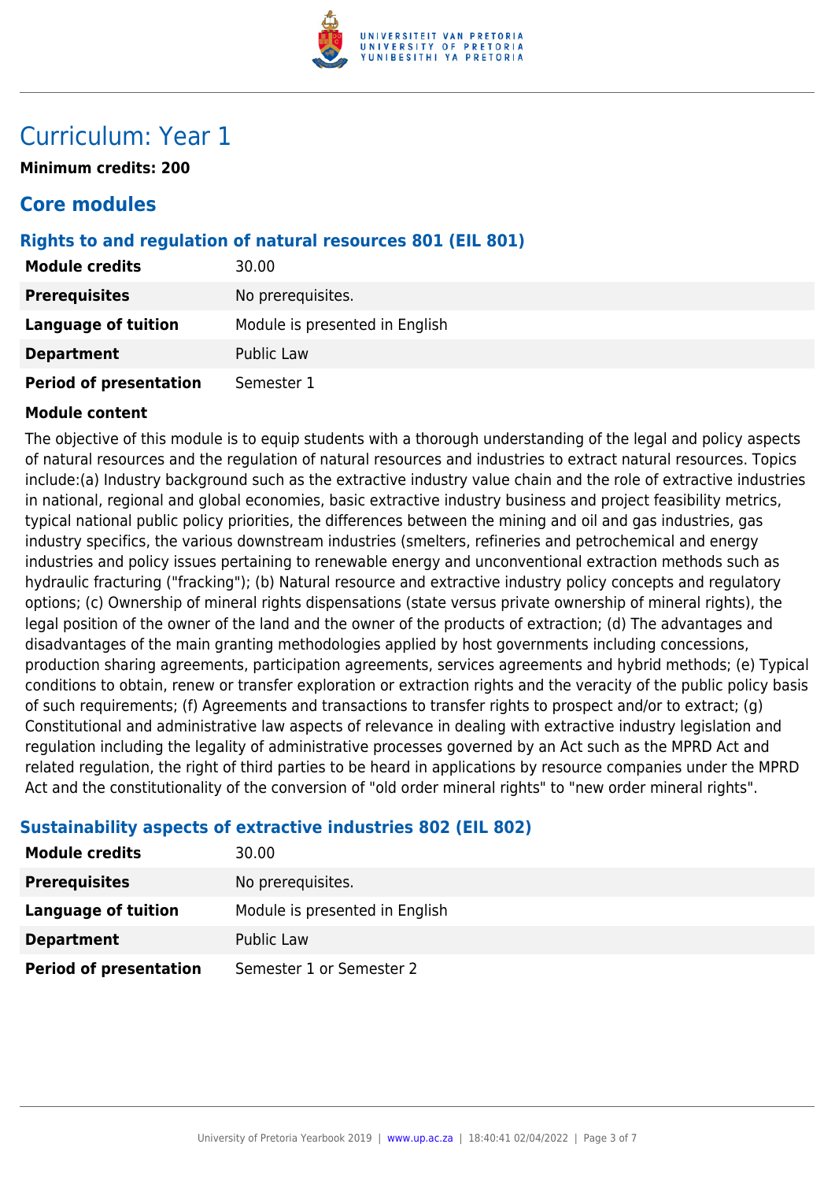# Curriculum: Year 1

**Minimum credits: 200**

## Core modules

### Rights to and regulation of natural resources 801 (EIL 801)

| | |
|---|---|
| **Module credits** | 30.00 |
| **Prerequisites** | No prerequisites. |
| **Language of tuition** | Module is presented in English |
| **Department** | Public Law |
| **Period of presentation** | Semester 1 |

**Module content**

The objective of this module is to equip students with a thorough understanding of the legal and policy aspects of natural resources and the regulation of natural resources and industries to extract natural resources. Topics include:(a) Industry background such as the extractive industry value chain and the role of extractive industries in national, regional and global economies, basic extractive industry business and project feasibility metrics, typical national public policy priorities, the differences between the mining and oil and gas industries, gas industry specifics, the various downstream industries (smelters, refineries and petrochemical and energy industries and policy issues pertaining to renewable energy and unconventional extraction methods such as hydraulic fracturing ("fracking"); (b) Natural resource and extractive industry policy concepts and regulatory options; (c) Ownership of mineral rights dispensations (state versus private ownership of mineral rights), the legal position of the owner of the land and the owner of the products of extraction; (d) The advantages and disadvantages of the main granting methodologies applied by host governments including concessions, production sharing agreements, participation agreements, services agreements and hybrid methods; (e) Typical conditions to obtain, renew or transfer exploration or extraction rights and the veracity of the public policy basis of such requirements; (f) Agreements and transactions to transfer rights to prospect and/or to extract; (g) Constitutional and administrative law aspects of relevance in dealing with extractive industry legislation and regulation including the legality of administrative processes governed by an Act such as the MPRD Act and related regulation, the right of third parties to be heard in applications by resource companies under the MPRD Act and the constitutionality of the conversion of "old order mineral rights" to "new order mineral rights".

### Sustainability aspects of extractive industries 802 (EIL 802)

| | |
|---|---|
| **Module credits** | 30.00 |
| **Prerequisites** | No prerequisites. |
| **Language of tuition** | Module is presented in English |
| **Department** | Public Law |
| **Period of presentation** | Semester 1 or Semester 2 |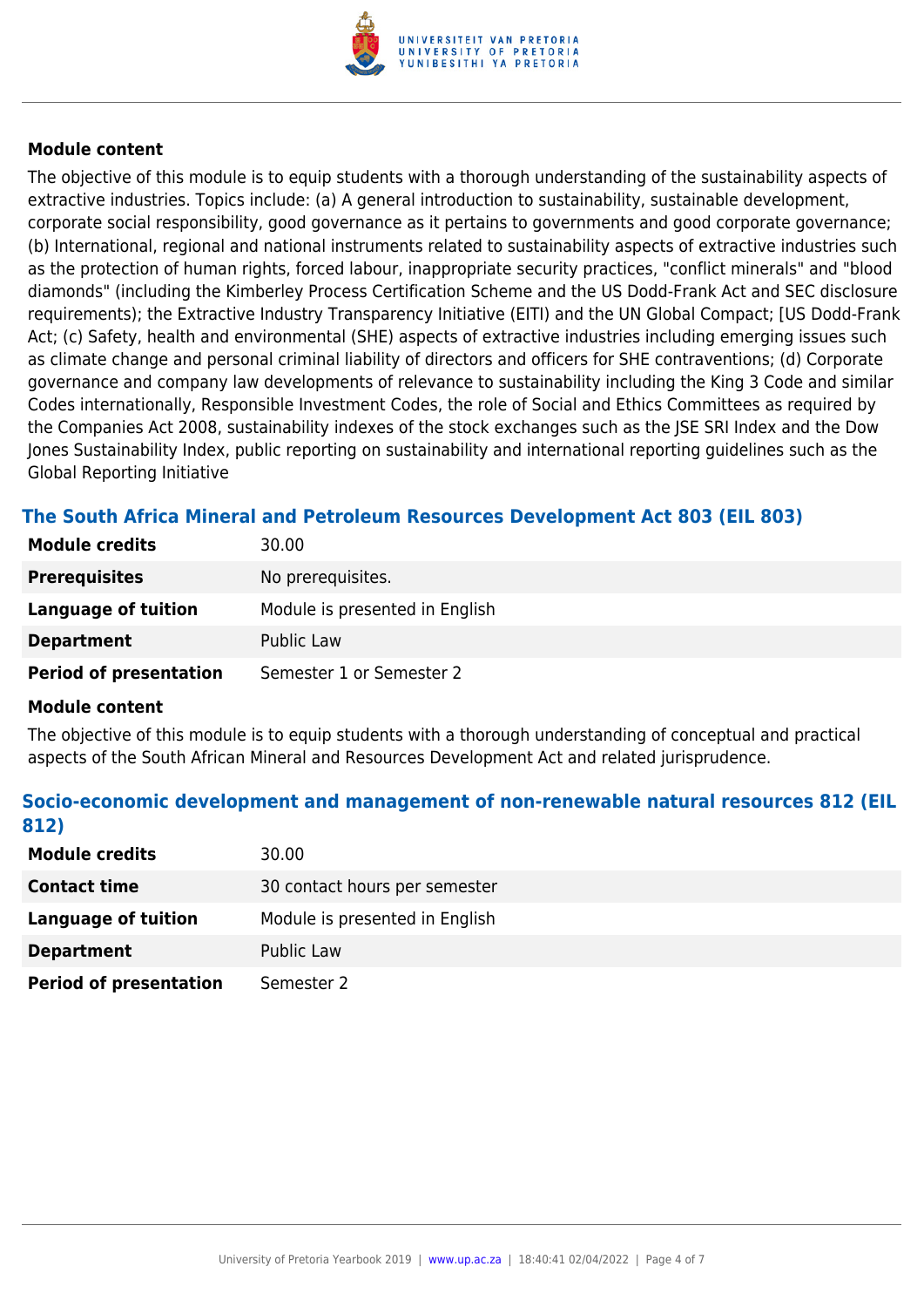**Module content**

The objective of this module is to equip students with a thorough understanding of the sustainability aspects of extractive industries. Topics include: (a) A general introduction to sustainability, sustainable development, corporate social responsibility, good governance as it pertains to governments and good corporate governance; (b) International, regional and national instruments related to sustainability aspects of extractive industries such as the protection of human rights, forced labour, inappropriate security practices, "conflict minerals" and "blood diamonds" (including the Kimberley Process Certification Scheme and the US Dodd-Frank Act and SEC disclosure requirements); the Extractive Industry Transparency Initiative (EITI) and the UN Global Compact; [US Dodd-Frank Act; (c) Safety, health and environmental (SHE) aspects of extractive industries including emerging issues such as climate change and personal criminal liability of directors and officers for SHE contraventions; (d) Corporate governance and company law developments of relevance to sustainability including the King 3 Code and similar Codes internationally, Responsible Investment Codes, the role of Social and Ethics Committees as required by the Companies Act 2008, sustainability indexes of the stock exchanges such as the JSE SRI Index and the Dow Jones Sustainability Index, public reporting on sustainability and international reporting guidelines such as the Global Reporting Initiative

### The South Africa Mineral and Petroleum Resources Development Act 803 (EIL 803)

| | |
|---|---|
| **Module credits** | 30.00 |
| **Prerequisites** | No prerequisites. |
| **Language of tuition** | Module is presented in English |
| **Department** | Public Law |
| **Period of presentation** | Semester 1 or Semester 2 |

**Module content**

The objective of this module is to equip students with a thorough understanding of conceptual and practical aspects of the South African Mineral and Resources Development Act and related jurisprudence.

### Socio-economic development and management of non-renewable natural resources 812 (EIL 812)

| | |
|---|---|
| **Module credits** | 30.00 |
| **Contact time** | 30 contact hours per semester |
| **Language of tuition** | Module is presented in English |
| **Department** | Public Law |
| **Period of presentation** | Semester 2 |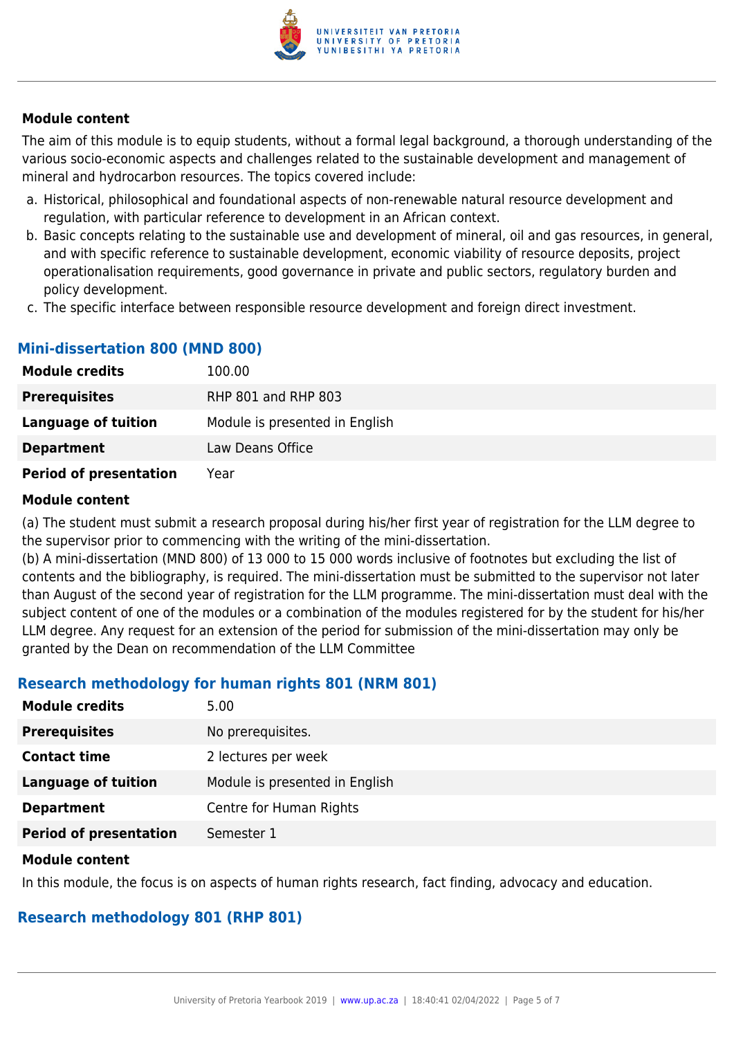#### Module content

The aim of this module is to equip students, without a formal legal background, a thorough understanding of the various socio-economic aspects and challenges related to the sustainable development and management of mineral and hydrocarbon resources. The topics covered include:

a. Historical, philosophical and foundational aspects of non-renewable natural resource development and regulation, with particular reference to development in an African context.
b. Basic concepts relating to the sustainable use and development of mineral, oil and gas resources, in general, and with specific reference to sustainable development, economic viability of resource deposits, project operationalisation requirements, good governance in private and public sectors, regulatory burden and policy development.
c. The specific interface between responsible resource development and foreign direct investment.

### Mini-dissertation 800 (MND 800)

| | |
|---|---|
| **Module credits** | 100.00 |
| **Prerequisites** | RHP 801 and RHP 803 |
| **Language of tuition** | Module is presented in English |
| **Department** | Law Deans Office |
| **Period of presentation** | Year |

#### Module content

(a) The student must submit a research proposal during his/her first year of registration for the LLM degree to the supervisor prior to commencing with the writing of the mini-dissertation.
(b) A mini-dissertation (MND 800) of 13 000 to 15 000 words inclusive of footnotes but excluding the list of contents and the bibliography, is required. The mini-dissertation must be submitted to the supervisor not later than August of the second year of registration for the LLM programme. The mini-dissertation must deal with the subject content of one of the modules or a combination of the modules registered for by the student for his/her LLM degree. Any request for an extension of the period for submission of the mini-dissertation may only be granted by the Dean on recommendation of the LLM Committee

### Research methodology for human rights 801 (NRM 801)

| | |
|---|---|
| **Module credits** | 5.00 |
| **Prerequisites** | No prerequisites. |
| **Contact time** | 2 lectures per week |
| **Language of tuition** | Module is presented in English |
| **Department** | Centre for Human Rights |
| **Period of presentation** | Semester 1 |

#### Module content

In this module, the focus is on aspects of human rights research, fact finding, advocacy and education.

### Research methodology 801 (RHP 801)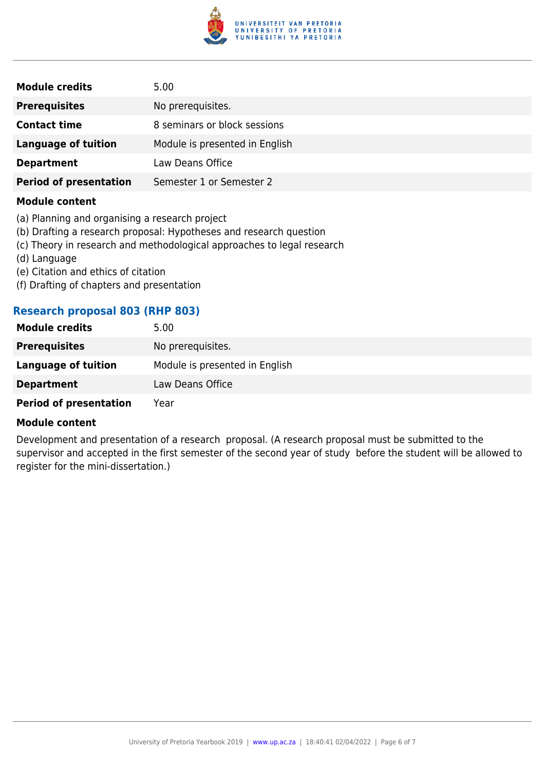| | |
|---|---|
| **Module credits** | 5.00 |
| **Prerequisites** | No prerequisites. |
| **Contact time** | 8 seminars or block sessions |
| **Language of tuition** | Module is presented in English |
| **Department** | Law Deans Office |
| **Period of presentation** | Semester 1 or Semester 2 |

**Module content**

(a) Planning and organising a research project
(b) Drafting a research proposal: Hypotheses and research question
(c) Theory in research and methodological approaches to legal research
(d) Language
(e) Citation and ethics of citation
(f) Drafting of chapters and presentation

### Research proposal 803 (RHP 803)

| | |
|---|---|
| **Module credits** | 5.00 |
| **Prerequisites** | No prerequisites. |
| **Language of tuition** | Module is presented in English |
| **Department** | Law Deans Office |
| **Period of presentation** | Year |

**Module content**

Development and presentation of a research proposal. (A research proposal must be submitted to the supervisor and accepted in the first semester of the second year of study before the student will be allowed to register for the mini-dissertation.)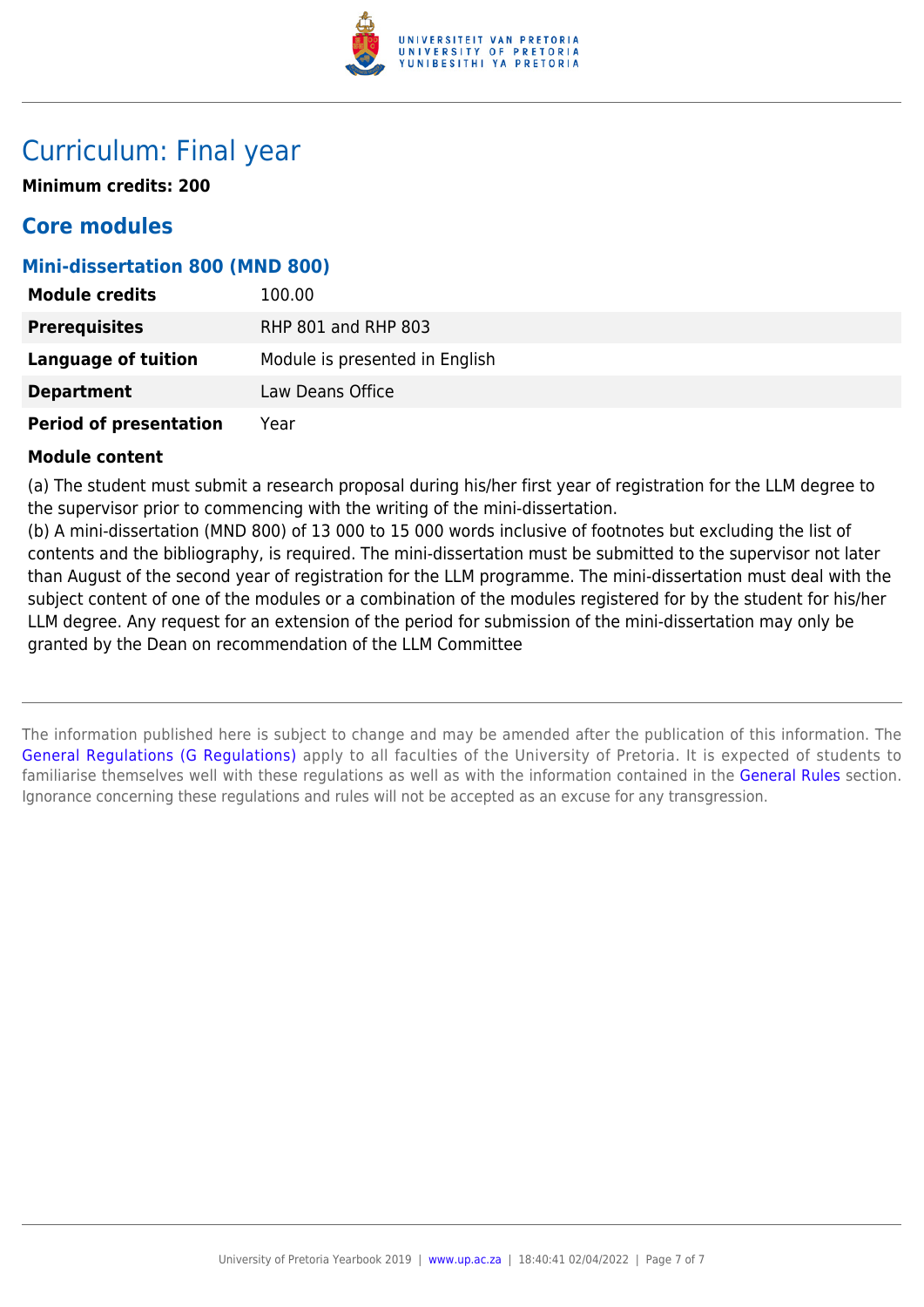# Curriculum: Final year

**Minimum credits: 200**

## Core modules

### Mini-dissertation 800 (MND 800)

| | |
|---|---|
| **Module credits** | 100.00 |
| **Prerequisites** | RHP 801 and RHP 803 |
| **Language of tuition** | Module is presented in English |
| **Department** | Law Deans Office |
| **Period of presentation** | Year |

**Module content**

(a) The student must submit a research proposal during his/her first year of registration for the LLM degree to the supervisor prior to commencing with the writing of the mini-dissertation.
(b) A mini-dissertation (MND 800) of 13 000 to 15 000 words inclusive of footnotes but excluding the list of contents and the bibliography, is required. The mini-dissertation must be submitted to the supervisor not later than August of the second year of registration for the LLM programme. The mini-dissertation must deal with the subject content of one of the modules or a combination of the modules registered for by the student for his/her LLM degree. Any request for an extension of the period for submission of the mini-dissertation may only be granted by the Dean on recommendation of the LLM Committee

---

The information published here is subject to change and may be amended after the publication of this information. The General Regulations (G Regulations) apply to all faculties of the University of Pretoria. It is expected of students to familiarise themselves well with these regulations as well as with the information contained in the General Rules section. Ignorance concerning these regulations and rules will not be accepted as an excuse for any transgression.